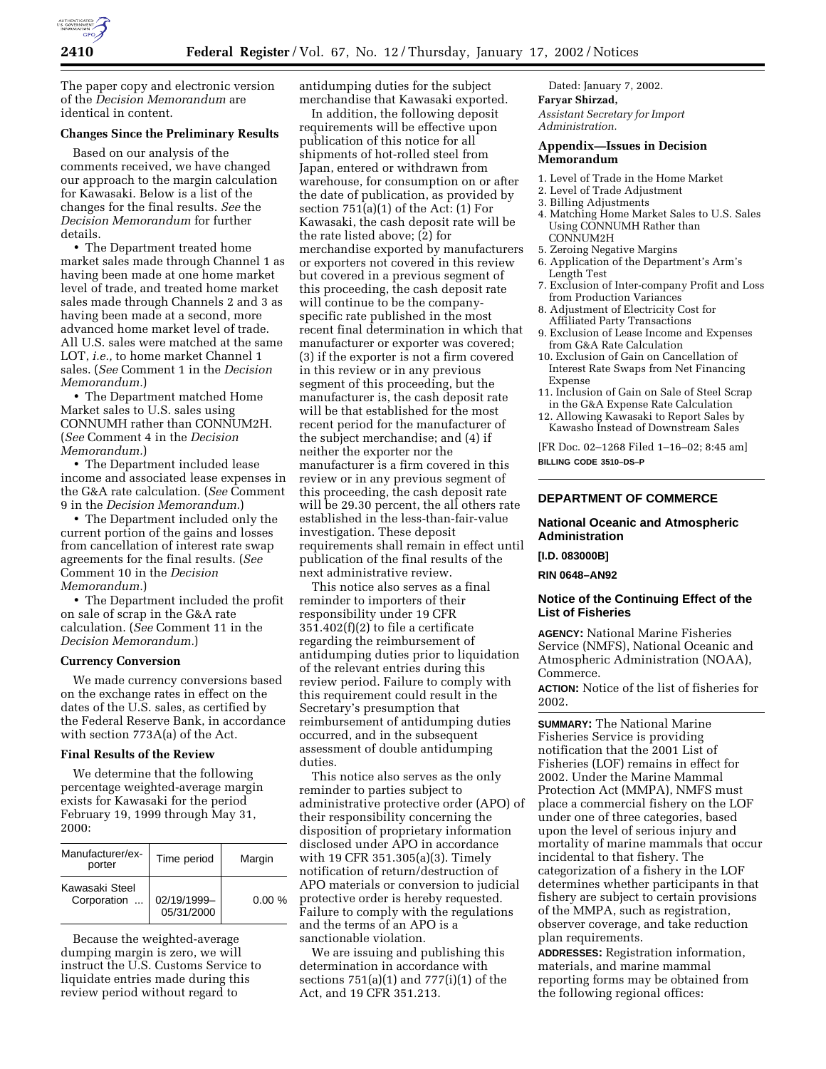The paper copy and electronic version of the *Decision Memorandum* are identical in content.

### Changes Since the Preliminary Results

Based on our analysis of the comments received, we have changed our approach to the margin calculation for Kawasaki. Below is a list of the changes for the final results. *See* the *Decision Memorandum* for further details.

- The Department treated home market sales made through Channel 1 as having been made at one home market level of trade, and treated home market sales made through Channels 2 and 3 as having been made at a second, more advanced home market level of trade. All U.S. sales were matched at the same LOT, *i.e.,* to home market Channel 1 sales. (*See* Comment 1 in the *Decision Memorandum.*)
- The Department matched Home Market sales to U.S. sales using CONNUMH rather than CONNUM2H. (*See* Comment 4 in the *Decision Memorandum.*)
- The Department included lease income and associated lease expenses in the G&A rate calculation. (*See* Comment 9 in the *Decision Memorandum.*)
- The Department included only the current portion of the gains and losses from cancellation of interest rate swap agreements for the final results. (*See* Comment 10 in the *Decision Memorandum.*)
- The Department included the profit on sale of scrap in the G&A rate calculation. (*See* Comment 11 in the *Decision Memorandum.*)

### Currency Conversion

We made currency conversions based on the exchange rates in effect on the dates of the U.S. sales, as certified by the Federal Reserve Bank, in accordance with section 773A(a) of the Act.

### Final Results of the Review

We determine that the following percentage weighted-average margin exists for Kawasaki for the period February 19, 1999 through May 31, 2000:

| Manufacturer/exporter | Time period | Margin |
|---|---|---|
| Kawasaki Steel Corporation ... | 02/19/1999–05/31/2000 | 0.00 % |

Because the weighted-average dumping margin is zero, we will instruct the U.S. Customs Service to liquidate entries made during this review period without regard to antidumping duties for the subject merchandise that Kawasaki exported.

In addition, the following deposit requirements will be effective upon publication of this notice for all shipments of hot-rolled steel from Japan, entered or withdrawn from warehouse, for consumption on or after the date of publication, as provided by section 751(a)(1) of the Act: (1) For Kawasaki, the cash deposit rate will be the rate listed above; (2) for merchandise exported by manufacturers or exporters not covered in this review but covered in a previous segment of this proceeding, the cash deposit rate will continue to be the company-specific rate published in the most recent final determination in which that manufacturer or exporter was covered; (3) if the exporter is not a firm covered in this review or in any previous segment of this proceeding, but the manufacturer is, the cash deposit rate will be that established for the most recent period for the manufacturer of the subject merchandise; and (4) if neither the exporter nor the manufacturer is a firm covered in this review or in any previous segment of this proceeding, the cash deposit rate will be 29.30 percent, the all others rate established in the less-than-fair-value investigation. These deposit requirements shall remain in effect until publication of the final results of the next administrative review.

This notice also serves as a final reminder to importers of their responsibility under 19 CFR 351.402(f)(2) to file a certificate regarding the reimbursement of antidumping duties prior to liquidation of the relevant entries during this review period. Failure to comply with this requirement could result in the Secretary's presumption that reimbursement of antidumping duties occurred, and in the subsequent assessment of double antidumping duties.

This notice also serves as the only reminder to parties subject to administrative protective order (APO) of their responsibility concerning the disposition of proprietary information disclosed under APO in accordance with 19 CFR 351.305(a)(3). Timely notification of return/destruction of APO materials or conversion to judicial protective order is hereby requested. Failure to comply with the regulations and the terms of an APO is a sanctionable violation.

We are issuing and publishing this determination in accordance with sections 751(a)(1) and 777(i)(1) of the Act, and 19 CFR 351.213.

Dated: January 7, 2002.

**Faryar Shirzad,**

*Assistant Secretary for Import Administration.*

### Appendix—Issues in Decision Memorandum

1. Level of Trade in the Home Market
2. Level of Trade Adjustment
3. Billing Adjustments
4. Matching Home Market Sales to U.S. Sales Using CONNUMH Rather than CONNUM2H
5. Zeroing Negative Margins
6. Application of the Department's Arm's Length Test
7. Exclusion of Inter-company Profit and Loss from Production Variances
8. Adjustment of Electricity Cost for Affiliated Party Transactions
9. Exclusion of Lease Income and Expenses from G&A Rate Calculation
10. Exclusion of Gain on Cancellation of Interest Rate Swaps from Net Financing Expense
11. Inclusion of Gain on Sale of Steel Scrap in the G&A Expense Rate Calculation
12. Allowing Kawasaki to Report Sales by Kawasho Instead of Downstream Sales

[FR Doc. 02–1268 Filed 1–16–02; 8:45 am]

**BILLING CODE 3510–DS–P**

## DEPARTMENT OF COMMERCE

## National Oceanic and Atmospheric Administration

**[I.D. 083000B]**

**RIN 0648–AN92**

## Notice of the Continuing Effect of the List of Fisheries

**AGENCY:** National Marine Fisheries Service (NMFS), National Oceanic and Atmospheric Administration (NOAA), Commerce.

**ACTION:** Notice of the list of fisheries for 2002.

**SUMMARY:** The National Marine Fisheries Service is providing notification that the 2001 List of Fisheries (LOF) remains in effect for 2002. Under the Marine Mammal Protection Act (MMPA), NMFS must place a commercial fishery on the LOF under one of three categories, based upon the level of serious injury and mortality of marine mammals that occur incidental to that fishery. The categorization of a fishery in the LOF determines whether participants in that fishery are subject to certain provisions of the MMPA, such as registration, observer coverage, and take reduction plan requirements.

**ADDRESSES:** Registration information, materials, and marine mammal reporting forms may be obtained from the following regional offices: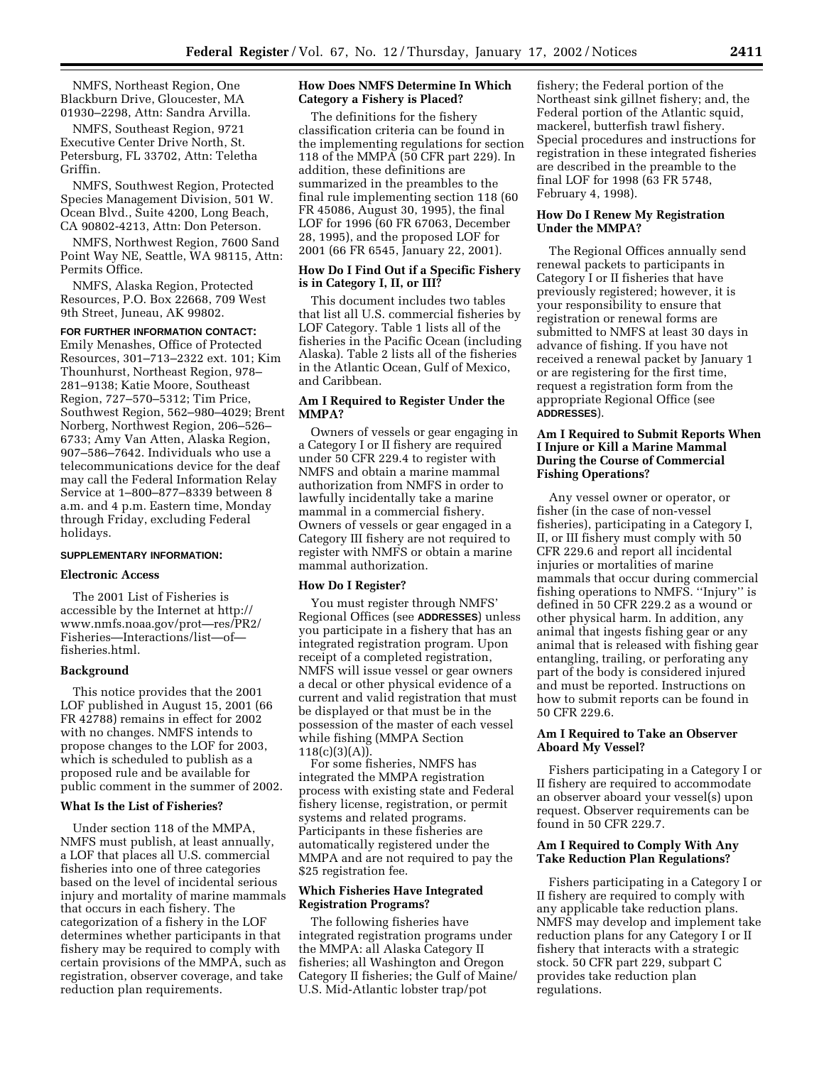NMFS, Northeast Region, One Blackburn Drive, Gloucester, MA 01930–2298, Attn: Sandra Arvilla.

NMFS, Southeast Region, 9721 Executive Center Drive North, St. Petersburg, FL 33702, Attn: Teletha Griffin.

NMFS, Southwest Region, Protected Species Management Division, 501 W. Ocean Blvd., Suite 4200, Long Beach, CA 90802-4213, Attn: Don Peterson.

NMFS, Northwest Region, 7600 Sand Point Way NE, Seattle, WA 98115, Attn: Permits Office.

NMFS, Alaska Region, Protected Resources, P.O. Box 22668, 709 West 9th Street, Juneau, AK 99802.

**FOR FURTHER INFORMATION CONTACT:** Emily Menashes, Office of Protected Resources, 301–713–2322 ext. 101; Kim Thounhurst, Northeast Region, 978–281–9138; Katie Moore, Southeast Region, 727–570–5312; Tim Price, Southwest Region, 562–980–4029; Brent Norberg, Northwest Region, 206–526–6733; Amy Van Atten, Alaska Region, 907–586–7642. Individuals who use a telecommunications device for the deaf may call the Federal Information Relay Service at 1–800–877–8339 between 8 a.m. and 4 p.m. Eastern time, Monday through Friday, excluding Federal holidays.

**SUPPLEMENTARY INFORMATION:**

## Electronic Access

The 2001 List of Fisheries is accessible by the Internet at http://www.nmfs.noaa.gov/prot—res/PR2/Fisheries—Interactions/list—of—fisheries.html.

## Background

This notice provides that the 2001 LOF published in August 15, 2001 (66 FR 42788) remains in effect for 2002 with no changes. NMFS intends to propose changes to the LOF for 2003, which is scheduled to publish as a proposed rule and be available for public comment in the summer of 2002.

## What Is the List of Fisheries?

Under section 118 of the MMPA, NMFS must publish, at least annually, a LOF that places all U.S. commercial fisheries into one of three categories based on the level of incidental serious injury and mortality of marine mammals that occurs in each fishery. The categorization of a fishery in the LOF determines whether participants in that fishery may be required to comply with certain provisions of the MMPA, such as registration, observer coverage, and take reduction plan requirements.

## How Does NMFS Determine In Which Category a Fishery is Placed?

The definitions for the fishery classification criteria can be found in the implementing regulations for section 118 of the MMPA (50 CFR part 229). In addition, these definitions are summarized in the preambles to the final rule implementing section 118 (60 FR 45086, August 30, 1995), the final LOF for 1996 (60 FR 67063, December 28, 1995), and the proposed LOF for 2001 (66 FR 6545, January 22, 2001).

## How Do I Find Out if a Specific Fishery is in Category I, II, or III?

This document includes two tables that list all U.S. commercial fisheries by LOF Category. Table 1 lists all of the fisheries in the Pacific Ocean (including Alaska). Table 2 lists all of the fisheries in the Atlantic Ocean, Gulf of Mexico, and Caribbean.

## Am I Required to Register Under the MMPA?

Owners of vessels or gear engaging in a Category I or II fishery are required under 50 CFR 229.4 to register with NMFS and obtain a marine mammal authorization from NMFS in order to lawfully incidentally take a marine mammal in a commercial fishery. Owners of vessels or gear engaged in a Category III fishery are not required to register with NMFS or obtain a marine mammal authorization.

## How Do I Register?

You must register through NMFS' Regional Offices (see **ADDRESSES**) unless you participate in a fishery that has an integrated registration program. Upon receipt of a completed registration, NMFS will issue vessel or gear owners a decal or other physical evidence of a current and valid registration that must be displayed or that must be in the possession of the master of each vessel while fishing (MMPA Section 118(c)(3)(A)).

For some fisheries, NMFS has integrated the MMPA registration process with existing state and Federal fishery license, registration, or permit systems and related programs. Participants in these fisheries are automatically registered under the MMPA and are not required to pay the $25 registration fee.

## Which Fisheries Have Integrated Registration Programs?

The following fisheries have integrated registration programs under the MMPA: all Alaska Category II fisheries; all Washington and Oregon Category II fisheries; the Gulf of Maine/U.S. Mid-Atlantic lobster trap/pot fishery; the Federal portion of the Northeast sink gillnet fishery; and, the Federal portion of the Atlantic squid, mackerel, butterfish trawl fishery. Special procedures and instructions for registration in these integrated fisheries are described in the preamble to the final LOF for 1998 (63 FR 5748, February 4, 1998).

## How Do I Renew My Registration Under the MMPA?

The Regional Offices annually send renewal packets to participants in Category I or II fisheries that have previously registered; however, it is your responsibility to ensure that registration or renewal forms are submitted to NMFS at least 30 days in advance of fishing. If you have not received a renewal packet by January 1 or are registering for the first time, request a registration form from the appropriate Regional Office (see **ADDRESSES**).

## Am I Required to Submit Reports When I Injure or Kill a Marine Mammal During the Course of Commercial Fishing Operations?

Any vessel owner or operator, or fisher (in the case of non-vessel fisheries), participating in a Category I, II, or III fishery must comply with 50 CFR 229.6 and report all incidental injuries or mortalities of marine mammals that occur during commercial fishing operations to NMFS. ''Injury'' is defined in 50 CFR 229.2 as a wound or other physical harm. In addition, any animal that ingests fishing gear or any animal that is released with fishing gear entangling, trailing, or perforating any part of the body is considered injured and must be reported. Instructions on how to submit reports can be found in 50 CFR 229.6.

## Am I Required to Take an Observer Aboard My Vessel?

Fishers participating in a Category I or II fishery are required to accommodate an observer aboard your vessel(s) upon request. Observer requirements can be found in 50 CFR 229.7.

## Am I Required to Comply With Any Take Reduction Plan Regulations?

Fishers participating in a Category I or II fishery are required to comply with any applicable take reduction plans. NMFS may develop and implement take reduction plans for any Category I or II fishery that interacts with a strategic stock. 50 CFR part 229, subpart C provides take reduction plan regulations.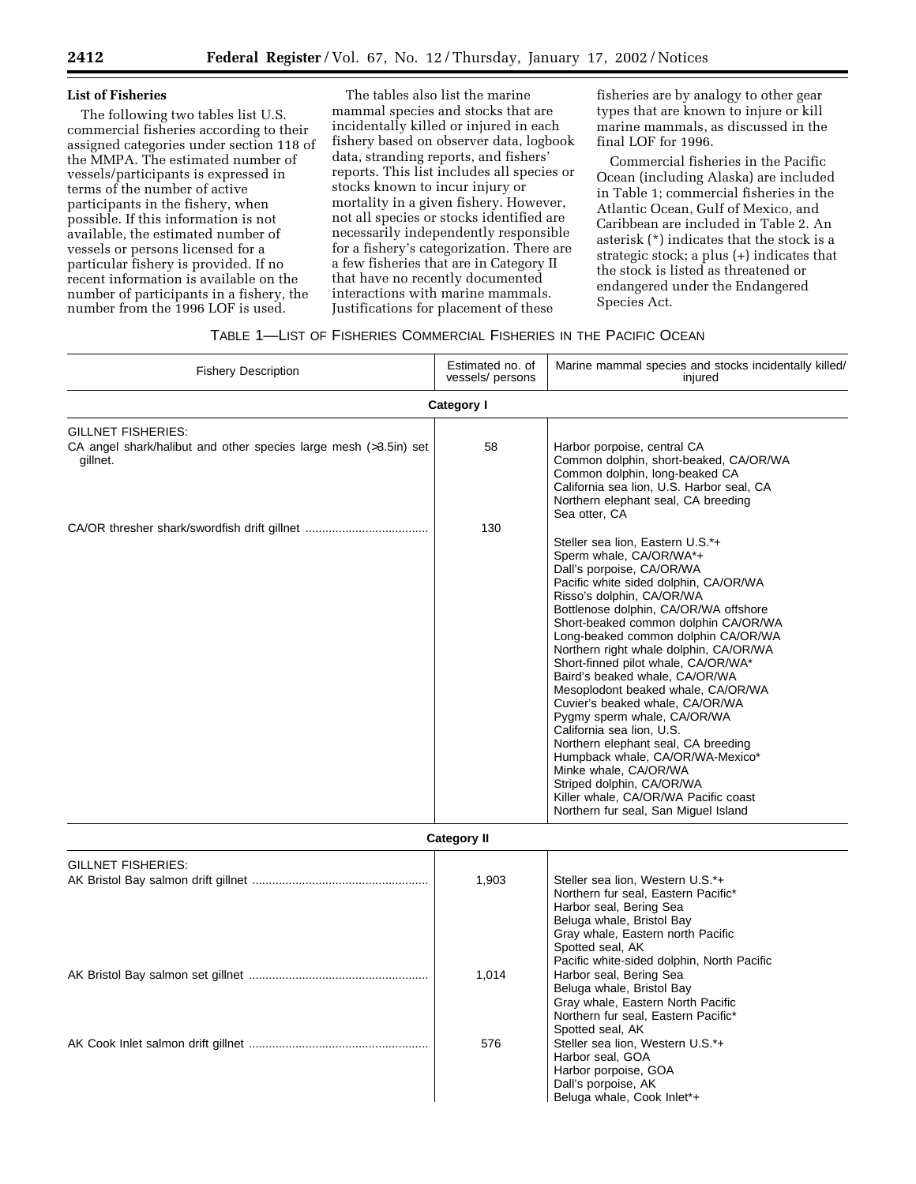## List of Fisheries

The following two tables list U.S. commercial fisheries according to their assigned categories under section 118 of the MMPA. The estimated number of vessels/participants is expressed in terms of the number of active participants in the fishery, when possible. If this information is not available, the estimated number of vessels or persons licensed for a particular fishery is provided. If no recent information is available on the number of participants in a fishery, the number from the 1996 LOF is used.

The tables also list the marine mammal species and stocks that are incidentally killed or injured in each fishery based on observer data, logbook data, stranding reports, and fishers' reports. This list includes all species or stocks known to incur injury or mortality in a given fishery. However, not all species or stocks identified are necessarily independently responsible for a fishery's categorization. There are a few fisheries that are in Category II that have no recently documented interactions with marine mammals. Justifications for placement of these fisheries are by analogy to other gear types that are known to injure or kill marine mammals, as discussed in the final LOF for 1996.

Commercial fisheries in the Pacific Ocean (including Alaska) are included in Table 1; commercial fisheries in the Atlantic Ocean, Gulf of Mexico, and Caribbean are included in Table 2. An asterisk (*) indicates that the stock is a strategic stock; a plus (+) indicates that the stock is listed as threatened or endangered under the Endangered Species Act.

TABLE 1—LIST OF FISHERIES COMMERCIAL FISHERIES IN THE PACIFIC OCEAN

| Fishery Description | Estimated no. of vessels/ persons | Marine mammal species and stocks incidentally killed/ injured |
|---|---|---|
| **Category I** | | |
| GILLNET FISHERIES: | | |
| CA angel shark/halibut and other species large mesh (>3.5in) set gillnet. | 58 | Harbor porpoise, central CA<br>Common dolphin, short-beaked, CA/OR/WA<br>Common dolphin, long-beaked CA<br>California sea lion, U.S. Harbor seal, CA<br>Northern elephant seal, CA breeding<br>Sea otter, CA |
| CA/OR thresher shark/swordfish drift gillnet | 130 | Steller sea lion, Eastern U.S.*+<br>Sperm whale, CA/OR/WA*+<br>Dall's porpoise, CA/OR/WA<br>Pacific white sided dolphin, CA/OR/WA<br>Risso's dolphin, CA/OR/WA<br>Bottlenose dolphin, CA/OR/WA offshore<br>Short-beaked common dolphin CA/OR/WA<br>Long-beaked common dolphin CA/OR/WA<br>Northern right whale dolphin, CA/OR/WA<br>Short-finned pilot whale, CA/OR/WA*<br>Baird's beaked whale, CA/OR/WA<br>Mesoplodont beaked whale, CA/OR/WA<br>Cuvier's beaked whale, CA/OR/WA<br>Pygmy sperm whale, CA/OR/WA<br>California sea lion, U.S.<br>Northern elephant seal, CA breeding<br>Humpback whale, CA/OR/WA-Mexico*<br>Minke whale, CA/OR/WA<br>Striped dolphin, CA/OR/WA<br>Killer whale, CA/OR/WA Pacific coast<br>Northern fur seal, San Miguel Island |
| **Category II** | | |
| GILLNET FISHERIES: | | |
| AK Bristol Bay salmon drift gillnet | 1,903 | Steller sea lion, Western U.S.*+<br>Northern fur seal, Eastern Pacific*<br>Harbor seal, Bering Sea<br>Beluga whale, Bristol Bay<br>Gray whale, Eastern north Pacific<br>Spotted seal, AK<br>Pacific white-sided dolphin, North Pacific |
| AK Bristol Bay salmon set gillnet | 1,014 | Harbor seal, Bering Sea<br>Beluga whale, Bristol Bay<br>Gray whale, Eastern North Pacific<br>Northern fur seal, Eastern Pacific*<br>Spotted seal, AK |
| AK Cook Inlet salmon drift gillnet | 576 | Steller sea lion, Western U.S.*+<br>Harbor seal, GOA<br>Harbor porpoise, GOA<br>Dall's porpoise, AK<br>Beluga whale, Cook Inlet*+ |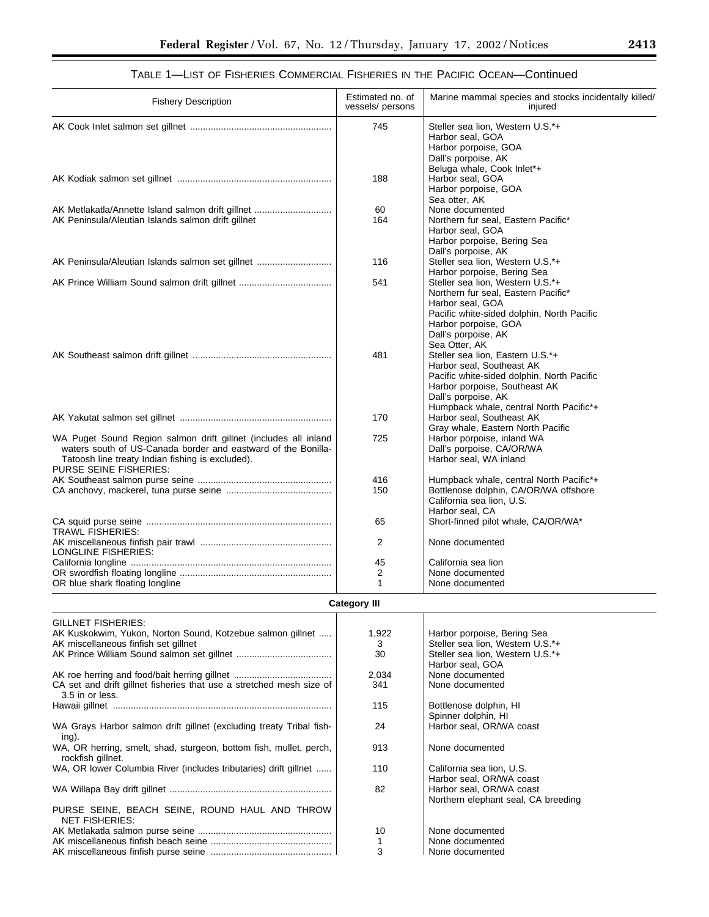## TABLE 1—LIST OF FISHERIES COMMERCIAL FISHERIES IN THE PACIFIC OCEAN—Continued

| Fishery Description | Estimated no. of vessels/ persons | Marine mammal species and stocks incidentally killed/ injured |
|---|---|---|
| AK Cook Inlet salmon set gillnet | 745 | Steller sea lion, Western U.S.*+<br>Harbor seal, GOA<br>Harbor porpoise, GOA<br>Dall's porpoise, AK<br>Beluga whale, Cook Inlet*+ |
| AK Kodiak salmon set gillnet | 188 | Harbor seal, GOA<br>Harbor porpoise, GOA<br>Sea otter, AK |
| AK Metlakatla/Annette Island salmon drift gillnet | 60 | None documented |
| AK Peninsula/Aleutian Islands salmon drift gillnet | 164 | Northern fur seal, Eastern Pacific*<br>Harbor seal, GOA<br>Harbor porpoise, Bering Sea<br>Dall's porpoise, AK |
| AK Peninsula/Aleutian Islands salmon set gillnet | 116 | Steller sea lion, Western U.S.*+<br>Harbor porpoise, Bering Sea |
| AK Prince William Sound salmon drift gillnet | 541 | Steller sea lion, Western U.S.*+<br>Northern fur seal, Eastern Pacific*<br>Harbor seal, GOA<br>Pacific white-sided dolphin, North Pacific<br>Harbor porpoise, GOA<br>Dall's porpoise, AK<br>Sea Otter, AK |
| AK Southeast salmon drift gillnet | 481 | Steller sea lion, Eastern U.S.*+<br>Harbor seal, Southeast AK<br>Pacific white-sided dolphin, North Pacific<br>Harbor porpoise, Southeast AK<br>Dall's porpoise, AK<br>Humpback whale, central North Pacific*+ |
| AK Yakutat salmon set gillnet | 170 | Harbor seal, Southeast AK<br>Gray whale, Eastern North Pacific |
| WA Puget Sound Region salmon drift gillnet (includes all inland waters south of US-Canada border and eastward of the Bonilla-Tatoosh line treaty Indian fishing is excluded). | 725 | Harbor porpoise, inland WA<br>Dall's porpoise, CA/OR/WA<br>Harbor seal, WA inland |
| PURSE SEINE FISHERIES: | | |
| AK Southeast salmon purse seine | 416 | Humpback whale, central North Pacific*+ |
| CA anchovy, mackerel, tuna purse seine | 150 | Bottlenose dolphin, CA/OR/WA offshore<br>California sea lion, U.S.<br>Harbor seal, CA |
| CA squid purse seine | 65 | Short-finned pilot whale, CA/OR/WA* |
| TRAWL FISHERIES: | | |
| AK miscellaneous finfish pair trawl | 2 | None documented |
| LONGLINE FISHERIES: | | |
| California longline | 45 | California sea lion |
| OR swordfish floating longline | 2 | None documented |
| OR blue shark floating longline | 1 | None documented |
| **Category III** | | |
| GILLNET FISHERIES: | | |
| AK Kuskokwim, Yukon, Norton Sound, Kotzebue salmon gillnet | 1,922 | Harbor porpoise, Bering Sea |
| AK miscellaneous finfish set gillnet | 3 | Steller sea lion, Western U.S.*+ |
| AK Prince William Sound salmon set gillnet | 30 | Steller sea lion, Western U.S.*+<br>Harbor seal, GOA |
| AK roe herring and food/bait herring gillnet | 2,034 | None documented |
| CA set and drift gillnet fisheries that use a stretched mesh size of 3.5 in or less. | 341 | None documented |
| Hawaii gillnet | 115 | Bottlenose dolphin, HI<br>Spinner dolphin, HI |
| WA Grays Harbor salmon drift gillnet (excluding treaty Tribal fishing). | 24 | Harbor seal, OR/WA coast |
| WA, OR herring, smelt, shad, sturgeon, bottom fish, mullet, perch, rockfish gillnet. | 913 | None documented |
| WA, OR lower Columbia River (includes tributaries) drift gillnet | 110 | California sea lion, U.S.<br>Harbor seal, OR/WA coast |
| WA Willapa Bay drift gillnet | 82 | Harbor seal, OR/WA coast<br>Northern elephant seal, CA breeding |
| PURSE SEINE, BEACH SEINE, ROUND HAUL AND THROW NET FISHERIES: | | |
| AK Metlakatla salmon purse seine | 10 | None documented |
| AK miscellaneous finfish beach seine | 1 | None documented |
| AK miscellaneous finfish purse seine | 3 | None documented |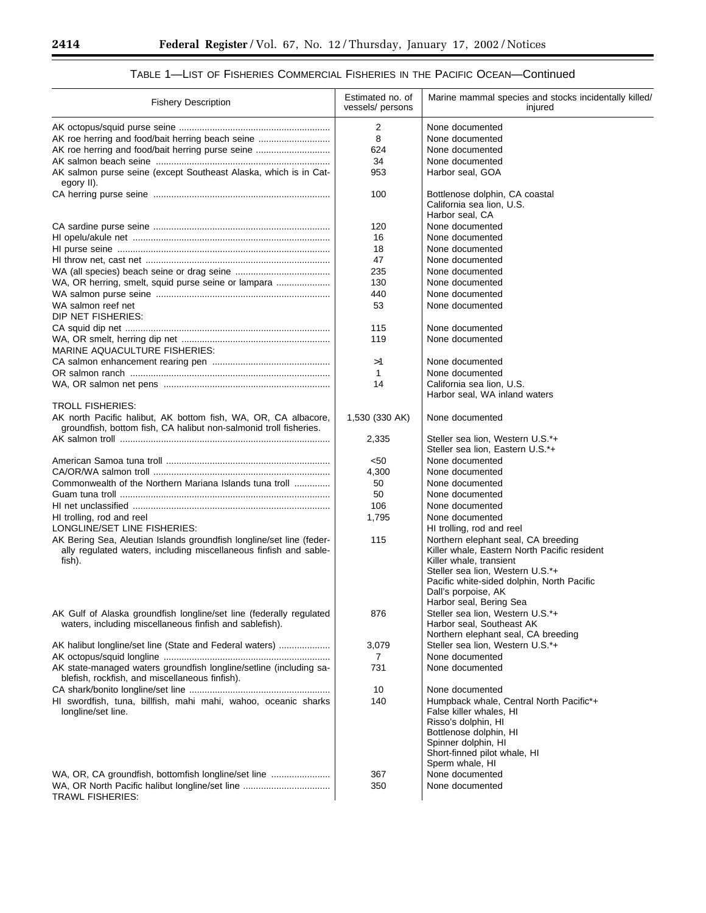## TABLE 1—LIST OF FISHERIES COMMERCIAL FISHERIES IN THE PACIFIC OCEAN—Continued

| Fishery Description | Estimated no. of vessels/ persons | Marine mammal species and stocks incidentally killed/ injured |
|---|---|---|
| AK octopus/squid purse seine | 2 | None documented |
| AK roe herring and food/bait herring beach seine | 8 | None documented |
| AK roe herring and food/bait herring purse seine | 624 | None documented |
| AK salmon beach seine | 34 | None documented |
| AK salmon purse seine (except Southeast Alaska, which is in Category II). | 953 | Harbor seal, GOA |
| CA herring purse seine | 100 | Bottlenose dolphin, CA coastal<br>California sea lion, U.S.<br>Harbor seal, CA |
| CA sardine purse seine | 120 | None documented |
| HI opelu/akule net | 16 | None documented |
| HI purse seine | 18 | None documented |
| HI throw net, cast net | 47 | None documented |
| WA (all species) beach seine or drag seine | 235 | None documented |
| WA, OR herring, smelt, squid purse seine or lampara | 130 | None documented |
| WA salmon purse seine | 440 | None documented |
| WA salmon reef net | 53 | None documented |
| DIP NET FISHERIES: | | |
| CA squid dip net | 115 | None documented |
| WA, OR smelt, herring dip net | 119 | None documented |
| MARINE AQUACULTURE FISHERIES: | | |
| CA salmon enhancement rearing pen | >1 | None documented |
| OR salmon ranch | 1 | None documented |
| WA, OR salmon net pens | 14 | California sea lion, U.S.<br>Harbor seal, WA inland waters |
| TROLL FISHERIES: | | |
| AK north Pacific halibut, AK bottom fish, WA, OR, CA albacore, groundfish, bottom fish, CA halibut non-salmonid troll fisheries. | 1,530 (330 AK) | None documented |
| AK salmon troll | 2,335 | Steller sea lion, Western U.S.*+<br>Steller sea lion, Eastern U.S.*+ |
| American Samoa tuna troll | <50 | None documented |
| CA/OR/WA salmon troll | 4,300 | None documented |
| Commonwealth of the Northern Mariana Islands tuna troll | 50 | None documented |
| Guam tuna troll | 50 | None documented |
| HI net unclassified | 106 | None documented |
| HI trolling, rod and reel | 1,795 | None documented |
| LONGLINE/SET LINE FISHERIES: | | HI trolling, rod and reel |
| AK Bering Sea, Aleutian Islands groundfish longline/set line (federally regulated waters, including miscellaneous finfish and sablefish). | 115 | Northern elephant seal, CA breeding<br>Killer whale, Eastern North Pacific resident<br>Killer whale, transient<br>Steller sea lion, Western U.S.*+<br>Pacific white-sided dolphin, North Pacific<br>Dall's porpoise, AK<br>Harbor seal, Bering Sea |
| AK Gulf of Alaska groundfish longline/set line (federally regulated waters, including miscellaneous finfish and sablefish). | 876 | Steller sea lion, Western U.S.*+<br>Harbor seal, Southeast AK<br>Northern elephant seal, CA breeding |
| AK halibut longline/set line (State and Federal waters) | 3,079 | Steller sea lion, Western U.S.*+ |
| AK octopus/squid longline | 7 | None documented |
| AK state-managed waters groundfish longline/setline (including sablefish, rockfish, and miscellaneous finfish). | 731 | None documented |
| CA shark/bonito longline/set line | 10 | None documented |
| HI swordfish, tuna, billfish, mahi mahi, wahoo, oceanic sharks longline/set line. | 140 | Humpback whale, Central North Pacific*+<br>False killer whales, HI<br>Risso's dolphin, HI<br>Bottlenose dolphin, HI<br>Spinner dolphin, HI<br>Short-finned pilot whale, HI<br>Sperm whale, HI |
| WA, OR, CA groundfish, bottomfish longline/set line | 367 | None documented |
| WA, OR North Pacific halibut longline/set line | 350 | None documented |
| TRAWL FISHERIES: | | |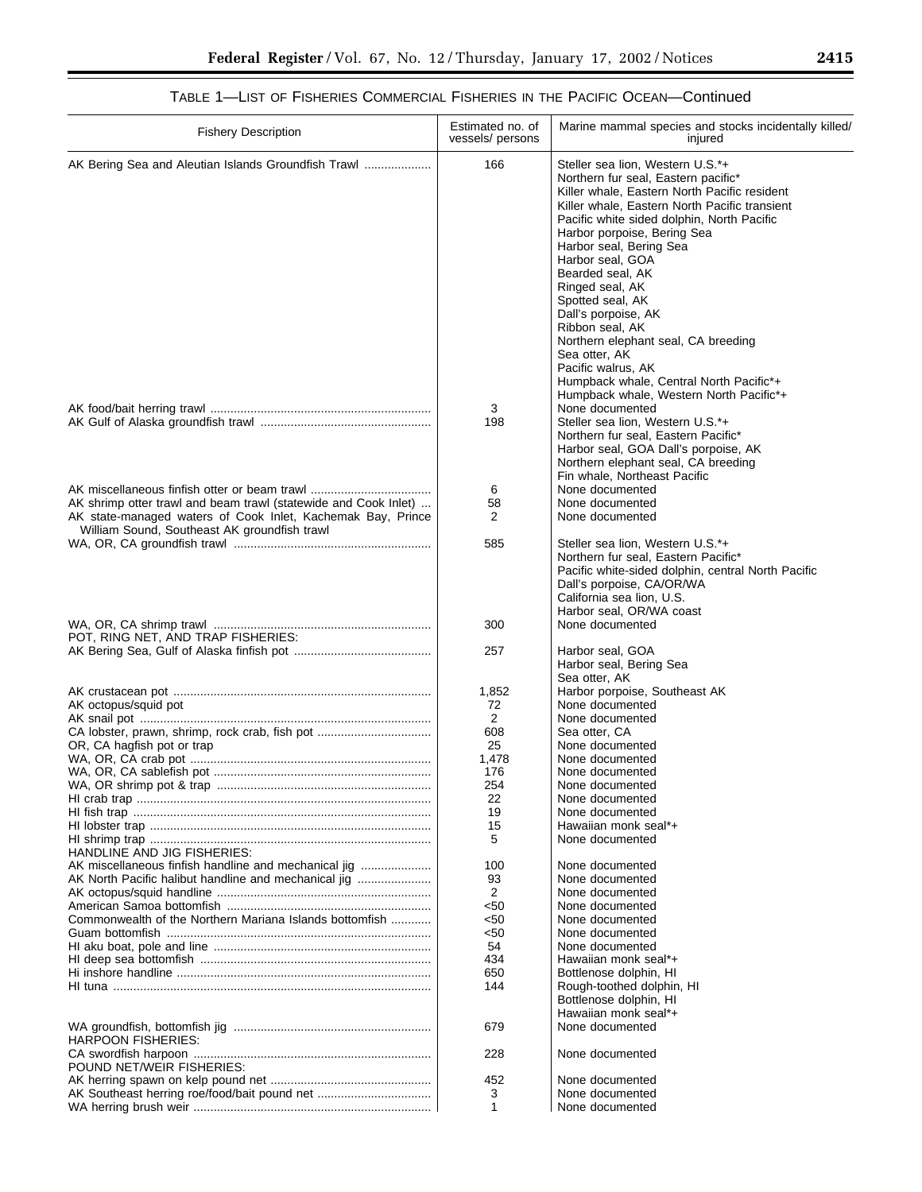TABLE 1—LIST OF FISHERIES COMMERCIAL FISHERIES IN THE PACIFIC OCEAN—Continued

| Fishery Description | Estimated no. of vessels/ persons | Marine mammal species and stocks incidentally killed/ injured |
|---|---|---|
| AK Bering Sea and Aleutian Islands Groundfish Trawl | 166 | Steller sea lion, Western U.S.*+<br>Northern fur seal, Eastern pacific*<br>Killer whale, Eastern North Pacific resident<br>Killer whale, Eastern North Pacific transient<br>Pacific white sided dolphin, North Pacific<br>Harbor porpoise, Bering Sea<br>Harbor seal, Bering Sea<br>Harbor seal, GOA<br>Bearded seal, AK<br>Ringed seal, AK<br>Spotted seal, AK<br>Dall's porpoise, AK<br>Ribbon seal, AK<br>Northern elephant seal, CA breeding<br>Sea otter, AK<br>Pacific walrus, AK<br>Humpback whale, Central North Pacific*+<br>Humpback whale, Western North Pacific*+ |
| AK food/bait herring trawl | 3 | None documented |
| AK Gulf of Alaska groundfish trawl | 198 | Steller sea lion, Western U.S.*+<br>Northern fur seal, Eastern Pacific*<br>Harbor seal, GOA Dall's porpoise, AK<br>Northern elephant seal, CA breeding<br>Fin whale, Northeast Pacific |
| AK miscellaneous finfish otter or beam trawl | 6 | None documented |
| AK shrimp otter trawl and beam trawl (statewide and Cook Inlet) | 58 | None documented |
| AK state-managed waters of Cook Inlet, Kachemak Bay, Prince William Sound, Southeast AK groundfish trawl | 2 | None documented |
| WA, OR, CA groundfish trawl | 585 | Steller sea lion, Western U.S.*+<br>Northern fur seal, Eastern Pacific*<br>Pacific white-sided dolphin, central North Pacific<br>Dall's porpoise, CA/OR/WA<br>California sea lion, U.S.<br>Harbor seal, OR/WA coast |
| WA, OR, CA shrimp trawl | 300 | None documented |
| POT, RING NET, AND TRAP FISHERIES: | | |
| AK Bering Sea, Gulf of Alaska finfish pot | 257 | Harbor seal, GOA<br>Harbor seal, Bering Sea<br>Sea otter, AK |
| AK crustacean pot | 1,852 | Harbor porpoise, Southeast AK |
| AK octopus/squid pot | 72 | None documented |
| AK snail pot | 2 | None documented |
| CA lobster, prawn, shrimp, rock crab, fish pot | 608 | Sea otter, CA |
| OR, CA hagfish pot or trap | 25 | None documented |
| WA, OR, CA crab pot | 1,478 | None documented |
| WA, OR, CA sablefish pot | 176 | None documented |
| WA, OR shrimp pot & trap | 254 | None documented |
| HI crab trap | 22 | None documented |
| HI fish trap | 19 | None documented |
| HI lobster trap | 15 | Hawaiian monk seal*+ |
| HI shrimp trap | 5 | None documented |
| HANDLINE AND JIG FISHERIES: | | |
| AK miscellaneous finfish handline and mechanical jig | 100 | None documented |
| AK North Pacific halibut handline and mechanical jig | 93 | None documented |
| AK octopus/squid handline | 2 | None documented |
| American Samoa bottomfish | <50 | None documented |
| Commonwealth of the Northern Mariana Islands bottomfish | <50 | None documented |
| Guam bottomfish | <50 | None documented |
| HI aku boat, pole and line | 54 | None documented |
| HI deep sea bottomfish | 434 | Hawaiian monk seal*+ |
| Hi inshore handline | 650 | Bottlenose dolphin, HI |
| HI tuna | 144 | Rough-toothed dolphin, HI<br>Bottlenose dolphin, HI<br>Hawaiian monk seal*+ |
| WA groundfish, bottomfish jig | 679 | None documented |
| HARPOON FISHERIES: | | |
| CA swordfish harpoon | 228 | None documented |
| POUND NET/WEIR FISHERIES: | | |
| AK herring spawn on kelp pound net | 452 | None documented |
| AK Southeast herring roe/food/bait pound net | 3 | None documented |
| WA herring brush weir | 1 | None documented |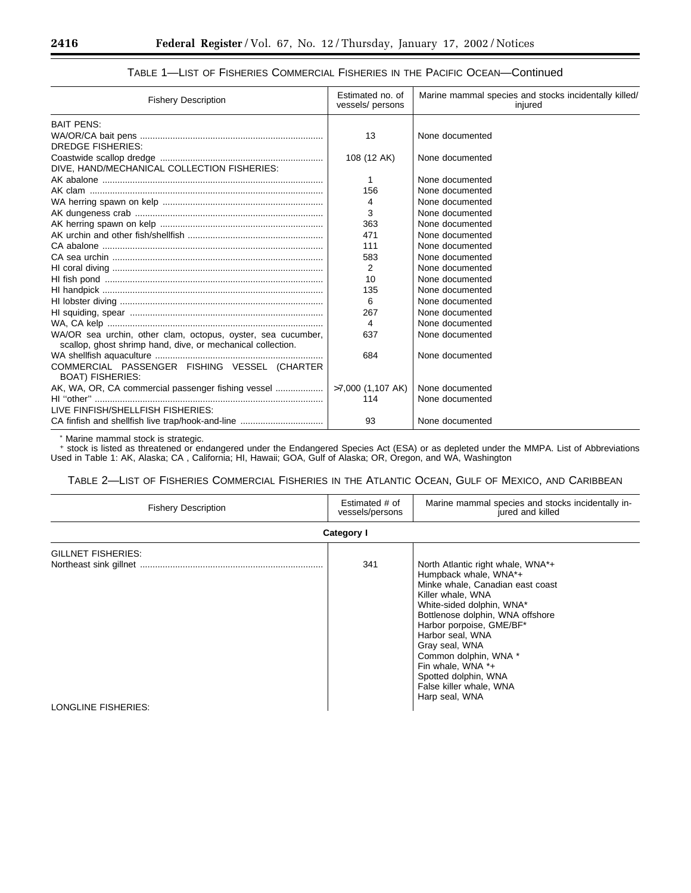TABLE 1—LIST OF FISHERIES COMMERCIAL FISHERIES IN THE PACIFIC OCEAN—Continued

| Fishery Description | Estimated no. of vessels/ persons | Marine mammal species and stocks incidentally killed/ injured |
|---|---|---|
| BAIT PENS: | | |
| WA/OR/CA bait pens | 13 | None documented |
| DREDGE FISHERIES: | | |
| Coastwide scallop dredge | 108 (12 AK) | None documented |
| DIVE, HAND/MECHANICAL COLLECTION FISHERIES: | | |
| AK abalone | 1 | None documented |
| AK clam | 156 | None documented |
| WA herring spawn on kelp | 4 | None documented |
| AK dungeness crab | 3 | None documented |
| AK herring spawn on kelp | 363 | None documented |
| AK urchin and other fish/shellfish | 471 | None documented |
| CA abalone | 111 | None documented |
| CA sea urchin | 583 | None documented |
| HI coral diving | 2 | None documented |
| HI fish pond | 10 | None documented |
| HI handpick | 135 | None documented |
| HI lobster diving | 6 | None documented |
| HI squiding, spear | 267 | None documented |
| WA, CA kelp | 4 | None documented |
| WA/OR sea urchin, other clam, octopus, oyster, sea cucumber, scallop, ghost shrimp hand, dive, or mechanical collection. | 637 | None documented |
| WA shellfish aquaculture | 684 | None documented |
| COMMERCIAL PASSENGER FISHING VESSEL (CHARTER BOAT) FISHERIES: | | |
| AK, WA, OR, CA commercial passenger fishing vessel | >7,000 (1,107 AK) | None documented |
| HI "other" | 114 | None documented |
| LIVE FINFISH/SHELLFISH FISHERIES: | | |
| CA finfish and shellfish live trap/hook-and-line | 93 | None documented |

* Marine mammal stock is strategic.

+ stock is listed as threatened or endangered under the Endangered Species Act (ESA) or as depleted under the MMPA. List of Abbreviations Used in Table 1: AK, Alaska; CA , California; HI, Hawaii; GOA, Gulf of Alaska; OR, Oregon, and WA, Washington

TABLE 2—LIST OF FISHERIES COMMERCIAL FISHERIES IN THE ATLANTIC OCEAN, GULF OF MEXICO, AND CARIBBEAN

| Fishery Description | Estimated # of vessels/persons | Marine mammal species and stocks incidentally injured and killed |
|---|---|---|
| | **Category I** | |
| GILLNET FISHERIES: | | |
| Northeast sink gillnet | 341 | North Atlantic right whale, WNA*+<br>Humpback whale, WNA*+<br>Minke whale, Canadian east coast<br>Killer whale, WNA<br>White-sided dolphin, WNA*<br>Bottlenose dolphin, WNA offshore<br>Harbor porpoise, GME/BF*<br>Harbor seal, WNA<br>Gray seal, WNA<br>Common dolphin, WNA *<br>Fin whale, WNA *+<br>Spotted dolphin, WNA<br>False killer whale, WNA<br>Harp seal, WNA |
| LONGLINE FISHERIES: | | |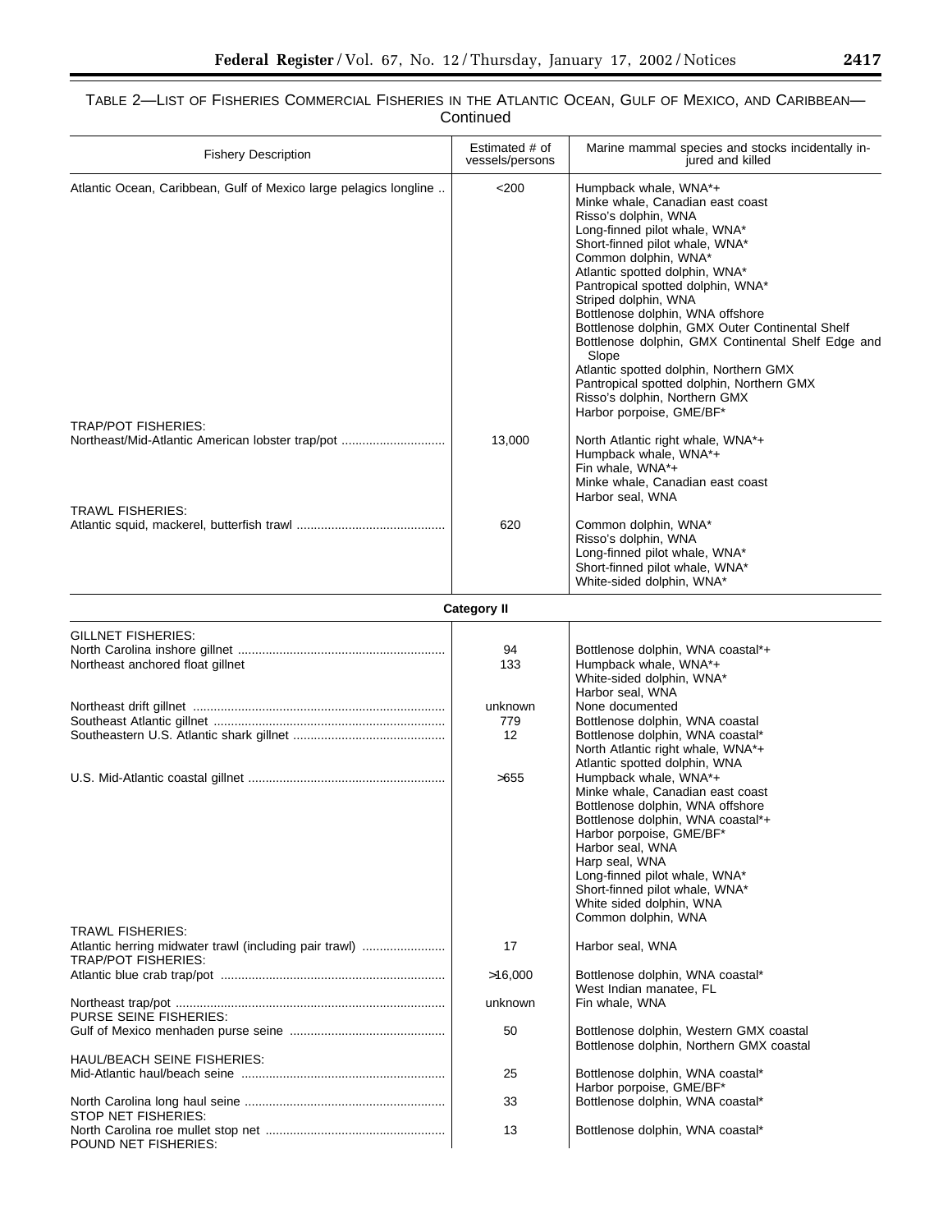TABLE 2—LIST OF FISHERIES COMMERCIAL FISHERIES IN THE ATLANTIC OCEAN, GULF OF MEXICO, AND CARIBBEAN—Continued

| Fishery Description | Estimated # of vessels/persons | Marine mammal species and stocks incidentally injured and killed |
|---|---|---|
| Atlantic Ocean, Caribbean, Gulf of Mexico large pelagics longline | <200 | Humpback whale, WNA*+<br>Minke whale, Canadian east coast<br>Risso's dolphin, WNA<br>Long-finned pilot whale, WNA*<br>Short-finned pilot whale, WNA*<br>Common dolphin, WNA*<br>Atlantic spotted dolphin, WNA*<br>Pantropical spotted dolphin, WNA*<br>Striped dolphin, WNA<br>Bottlenose dolphin, WNA offshore<br>Bottlenose dolphin, GMX Outer Continental Shelf<br>Bottlenose dolphin, GMX Continental Shelf Edge and Slope<br>Atlantic spotted dolphin, Northern GMX<br>Pantropical spotted dolphin, Northern GMX<br>Risso's dolphin, Northern GMX<br>Harbor porpoise, GME/BF* |
| TRAP/POT FISHERIES: | | |
| Northeast/Mid-Atlantic American lobster trap/pot | 13,000 | North Atlantic right whale, WNA*+<br>Humpback whale, WNA*+<br>Fin whale, WNA*+<br>Minke whale, Canadian east coast<br>Harbor seal, WNA |
| TRAWL FISHERIES: | | |
| Atlantic squid, mackerel, butterfish trawl | 620 | Common dolphin, WNA*<br>Risso's dolphin, WNA<br>Long-finned pilot whale, WNA*<br>Short-finned pilot whale, WNA*<br>White-sided dolphin, WNA* |
| | **Category II** | |
| GILLNET FISHERIES: | | |
| North Carolina inshore gillnet | 94 | Bottlenose dolphin, WNA coastal*+ |
| Northeast anchored float gillnet | 133 | Humpback whale, WNA*+<br>White-sided dolphin, WNA*<br>Harbor seal, WNA |
| Northeast drift gillnet | unknown | None documented |
| Southeast Atlantic gillnet | 779 | Bottlenose dolphin, WNA coastal |
| Southeastern U.S. Atlantic shark gillnet | 12 | Bottlenose dolphin, WNA coastal*<br>North Atlantic right whale, WNA*+<br>Atlantic spotted dolphin, WNA |
| U.S. Mid-Atlantic coastal gillnet | >655 | Humpback whale, WNA*+<br>Minke whale, Canadian east coast<br>Bottlenose dolphin, WNA offshore<br>Bottlenose dolphin, WNA coastal*+<br>Harbor porpoise, GME/BF*<br>Harbor seal, WNA<br>Harp seal, WNA<br>Long-finned pilot whale, WNA*<br>Short-finned pilot whale, WNA*<br>White sided dolphin, WNA<br>Common dolphin, WNA |
| TRAWL FISHERIES: | | |
| Atlantic herring midwater trawl (including pair trawl) | 17 | Harbor seal, WNA |
| TRAP/POT FISHERIES: | | |
| Atlantic blue crab trap/pot | >16,000 | Bottlenose dolphin, WNA coastal*<br>West Indian manatee, FL |
| Northeast trap/pot | unknown | Fin whale, WNA |
| PURSE SEINE FISHERIES: | | |
| Gulf of Mexico menhaden purse seine | 50 | Bottlenose dolphin, Western GMX coastal<br>Bottlenose dolphin, Northern GMX coastal |
| HAUL/BEACH SEINE FISHERIES: | | |
| Mid-Atlantic haul/beach seine | 25 | Bottlenose dolphin, WNA coastal*<br>Harbor porpoise, GME/BF* |
| North Carolina long haul seine | 33 | Bottlenose dolphin, WNA coastal* |
| STOP NET FISHERIES: | | |
| North Carolina roe mullet stop net | 13 | Bottlenose dolphin, WNA coastal* |
| POUND NET FISHERIES: | | |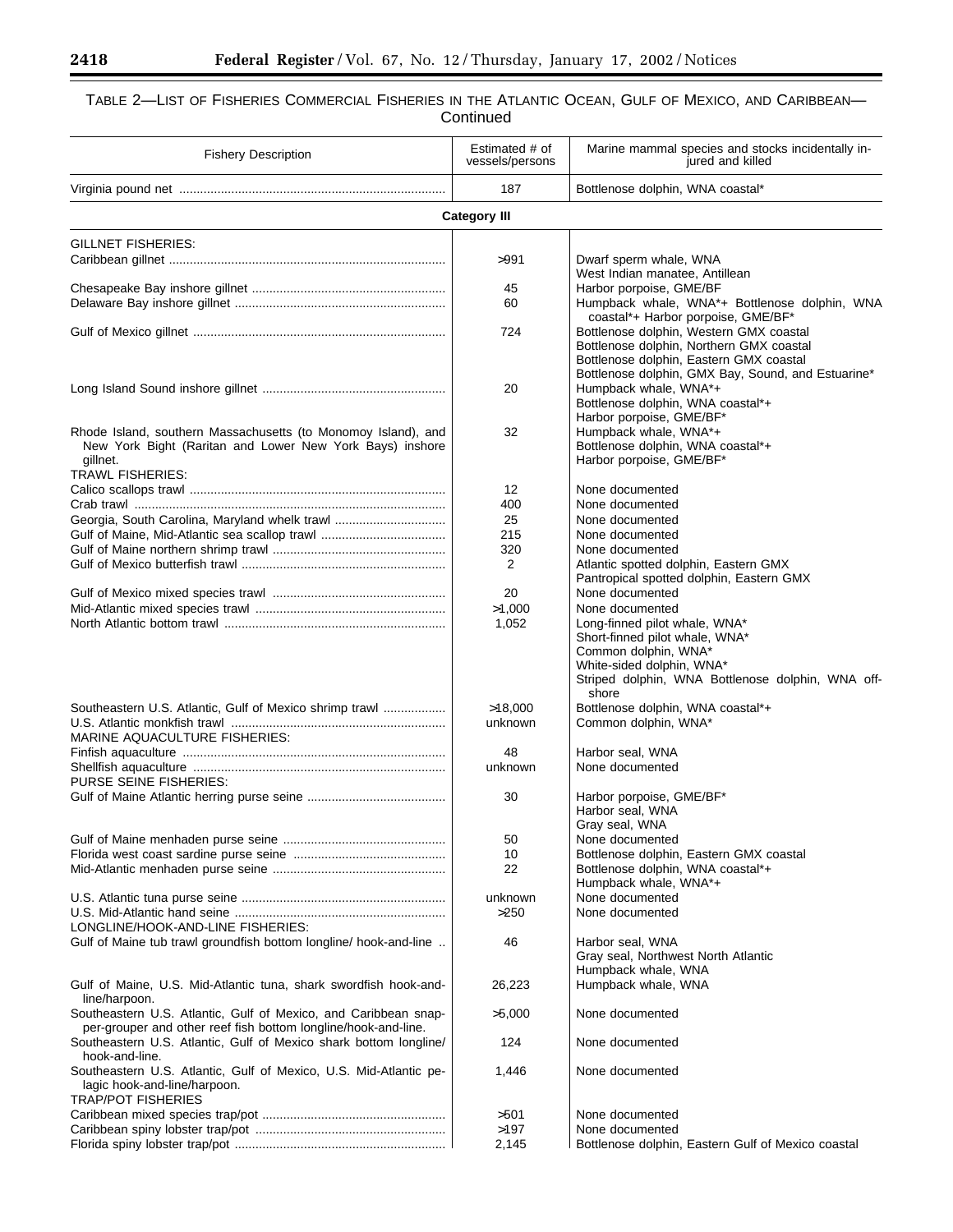TABLE 2—LIST OF FISHERIES COMMERCIAL FISHERIES IN THE ATLANTIC OCEAN, GULF OF MEXICO, AND CARIBBEAN—Continued

| Fishery Description | Estimated # of vessels/persons | Marine mammal species and stocks incidentally injured and killed |
|---|---|---|
| Virginia pound net | 187 | Bottlenose dolphin, WNA coastal* |
| | **Category III** | |
| GILLNET FISHERIES: | | |
| Caribbean gillnet | >991 | Dwarf sperm whale, WNA<br>West Indian manatee, Antillean |
| Chesapeake Bay inshore gillnet | 45 | Harbor porpoise, GME/BF |
| Delaware Bay inshore gillnet | 60 | Humpback whale, WNA*+ Bottlenose dolphin, WNA coastal*+ Harbor porpoise, GME/BF* |
| Gulf of Mexico gillnet | 724 | Bottlenose dolphin, Western GMX coastal<br>Bottlenose dolphin, Northern GMX coastal<br>Bottlenose dolphin, Eastern GMX coastal<br>Bottlenose dolphin, GMX Bay, Sound, and Estuarine* |
| Long Island Sound inshore gillnet | 20 | Humpback whale, WNA*+<br>Bottlenose dolphin, WNA coastal*+<br>Harbor porpoise, GME/BF* |
| Rhode Island, southern Massachusetts (to Monomoy Island), and New York Bight (Raritan and Lower New York Bays) inshore gillnet. | 32 | Humpback whale, WNA*+<br>Bottlenose dolphin, WNA coastal*+<br>Harbor porpoise, GME/BF* |
| TRAWL FISHERIES: | | |
| Calico scallops trawl | 12 | None documented |
| Crab trawl | 400 | None documented |
| Georgia, South Carolina, Maryland whelk trawl | 25 | None documented |
| Gulf of Maine, Mid-Atlantic sea scallop trawl | 215 | None documented |
| Gulf of Maine northern shrimp trawl | 320 | None documented |
| Gulf of Mexico butterfish trawl | 2 | Atlantic spotted dolphin, Eastern GMX<br>Pantropical spotted dolphin, Eastern GMX |
| Gulf of Mexico mixed species trawl | 20 | None documented |
| Mid-Atlantic mixed species trawl | >1,000 | None documented |
| North Atlantic bottom trawl | 1,052 | Long-finned pilot whale, WNA*<br>Short-finned pilot whale, WNA*<br>Common dolphin, WNA*<br>White-sided dolphin, WNA*<br>Striped dolphin, WNA Bottlenose dolphin, WNA offshore |
| Southeastern U.S. Atlantic, Gulf of Mexico shrimp trawl | >18,000 | Bottlenose dolphin, WNA coastal*+ |
| U.S. Atlantic monkfish trawl | unknown | Common dolphin, WNA* |
| MARINE AQUACULTURE FISHERIES: | | |
| Finfish aquaculture | 48 | Harbor seal, WNA |
| Shellfish aquaculture | unknown | None documented |
| PURSE SEINE FISHERIES: | | |
| Gulf of Maine Atlantic herring purse seine | 30 | Harbor porpoise, GME/BF*<br>Harbor seal, WNA<br>Gray seal, WNA |
| Gulf of Maine menhaden purse seine | 50 | None documented |
| Florida west coast sardine purse seine | 10 | Bottlenose dolphin, Eastern GMX coastal |
| Mid-Atlantic menhaden purse seine | 22 | Bottlenose dolphin, WNA coastal*+<br>Humpback whale, WNA*+ |
| U.S. Atlantic tuna purse seine | unknown | None documented |
| U.S. Mid-Atlantic hand seine | >250 | None documented |
| LONGLINE/HOOK-AND-LINE FISHERIES: | | |
| Gulf of Maine tub trawl groundfish bottom longline/ hook-and-line | 46 | Harbor seal, WNA<br>Gray seal, Northwest North Atlantic<br>Humpback whale, WNA |
| Gulf of Maine, U.S. Mid-Atlantic tuna, shark swordfish hook-and-line/harpoon. | 26,223 | Humpback whale, WNA |
| Southeastern U.S. Atlantic, Gulf of Mexico, and Caribbean snapper-grouper and other reef fish bottom longline/hook-and-line. | >5,000 | None documented |
| Southeastern U.S. Atlantic, Gulf of Mexico shark bottom longline/ hook-and-line. | 124 | None documented |
| Southeastern U.S. Atlantic, Gulf of Mexico, U.S. Mid-Atlantic pelagic hook-and-line/harpoon. | 1,446 | None documented |
| TRAP/POT FISHERIES | | |
| Caribbean mixed species trap/pot | >501 | None documented |
| Caribbean spiny lobster trap/pot | >197 | None documented |
| Florida spiny lobster trap/pot | 2,145 | Bottlenose dolphin, Eastern Gulf of Mexico coastal |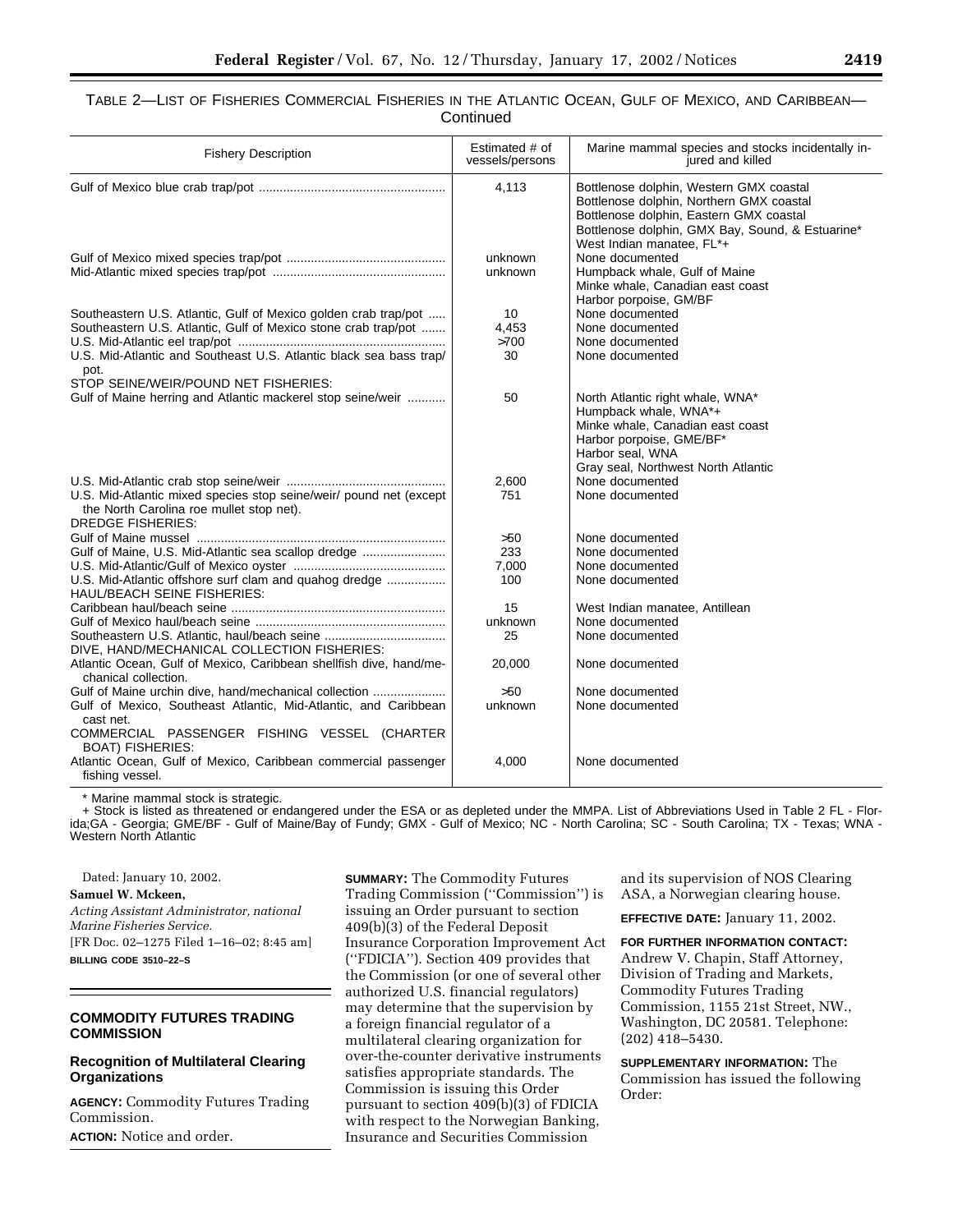TABLE 2—LIST OF FISHERIES COMMERCIAL FISHERIES IN THE ATLANTIC OCEAN, GULF OF MEXICO, AND CARIBBEAN—Continued

| Fishery Description | Estimated # of vessels/persons | Marine mammal species and stocks incidentally injured and killed |
|---|---|---|
| Gulf of Mexico blue crab trap/pot | 4,113 | Bottlenose dolphin, Western GMX coastal<br>Bottlenose dolphin, Northern GMX coastal<br>Bottlenose dolphin, Eastern GMX coastal<br>Bottlenose dolphin, GMX Bay, Sound, & Estuarine*<br>West Indian manatee, FL*+ |
| Gulf of Mexico mixed species trap/pot | unknown | None documented |
| Mid-Atlantic mixed species trap/pot | unknown | Humpback whale, Gulf of Maine<br>Minke whale, Canadian east coast<br>Harbor porpoise, GM/BF |
| Southeastern U.S. Atlantic, Gulf of Mexico golden crab trap/pot | 10 | None documented |
| Southeastern U.S. Atlantic, Gulf of Mexico stone crab trap/pot | 4,453 | None documented |
| U.S. Mid-Atlantic eel trap/pot | >700 | None documented |
| U.S. Mid-Atlantic and Southeast U.S. Atlantic black sea bass trap/pot. | 30 | None documented |
| STOP SEINE/WEIR/POUND NET FISHERIES: | | |
| Gulf of Maine herring and Atlantic mackerel stop seine/weir | 50 | North Atlantic right whale, WNA*<br>Humpback whale, WNA*+<br>Minke whale, Canadian east coast<br>Harbor porpoise, GME/BF*<br>Harbor seal, WNA<br>Gray seal, Northwest North Atlantic |
| U.S. Mid-Atlantic crab stop seine/weir | 2,600 | None documented |
| U.S. Mid-Atlantic mixed species stop seine/weir/ pound net (except the North Carolina roe mullet stop net). | 751 | None documented |
| DREDGE FISHERIES: | | |
| Gulf of Maine mussel | >50 | None documented |
| Gulf of Maine, U.S. Mid-Atlantic sea scallop dredge | 233 | None documented |
| U.S. Mid-Atlantic/Gulf of Mexico oyster | 7,000 | None documented |
| U.S. Mid-Atlantic offshore surf clam and quahog dredge | 100 | None documented |
| HAUL/BEACH SEINE FISHERIES: | | |
| Caribbean haul/beach seine | 15 | West Indian manatee, Antillean |
| Gulf of Mexico haul/beach seine | unknown | None documented |
| Southeastern U.S. Atlantic, haul/beach seine | 25 | None documented |
| DIVE, HAND/MECHANICAL COLLECTION FISHERIES: | | |
| Atlantic Ocean, Gulf of Mexico, Caribbean shellfish dive, hand/mechanical collection. | 20,000 | None documented |
| Gulf of Maine urchin dive, hand/mechanical collection | >50 | None documented |
| Gulf of Mexico, Southeast Atlantic, Mid-Atlantic, and Caribbean cast net. | unknown | None documented |
| COMMERCIAL PASSENGER FISHING VESSEL (CHARTER BOAT) FISHERIES: | | |
| Atlantic Ocean, Gulf of Mexico, Caribbean commercial passenger fishing vessel. | 4,000 | None documented |

* Marine mammal stock is strategic.

+ Stock is listed as threatened or endangered under the ESA or as depleted under the MMPA. List of Abbreviations Used in Table 2 FL - Florida;GA - Georgia; GME/BF - Gulf of Maine/Bay of Fundy; GMX - Gulf of Mexico; NC - North Carolina; SC - South Carolina; TX - Texas; WNA - Western North Atlantic

Dated: January 10, 2002.

**Samuel W. Mckeen,**

*Acting Assistant Administrator, national Marine Fisheries Service.*

[FR Doc. 02–1275 Filed 1–16–02; 8:45 am]

**BILLING CODE 3510–22–S**

## COMMODITY FUTURES TRADING COMMISSION

### Recognition of Multilateral Clearing Organizations

**AGENCY:** Commodity Futures Trading Commission.

**ACTION:** Notice and order.

**SUMMARY:** The Commodity Futures Trading Commission (''Commission'') is issuing an Order pursuant to section 409(b)(3) of the Federal Deposit Insurance Corporation Improvement Act (''FDICIA''). Section 409 provides that the Commission (or one of several other authorized U.S. financial regulators) may determine that the supervision by a foreign financial regulator of a multilateral clearing organization for over-the-counter derivative instruments satisfies appropriate standards. The Commission is issuing this Order pursuant to section 409(b)(3) of FDICIA with respect to the Norwegian Banking, Insurance and Securities Commission and its supervision of NOS Clearing ASA, a Norwegian clearing house.

**EFFECTIVE DATE:** January 11, 2002.

**FOR FURTHER INFORMATION CONTACT:** Andrew V. Chapin, Staff Attorney, Division of Trading and Markets, Commodity Futures Trading Commission, 1155 21st Street, NW., Washington, DC 20581. Telephone: (202) 418–5430.

**SUPPLEMENTARY INFORMATION:** The Commission has issued the following Order: